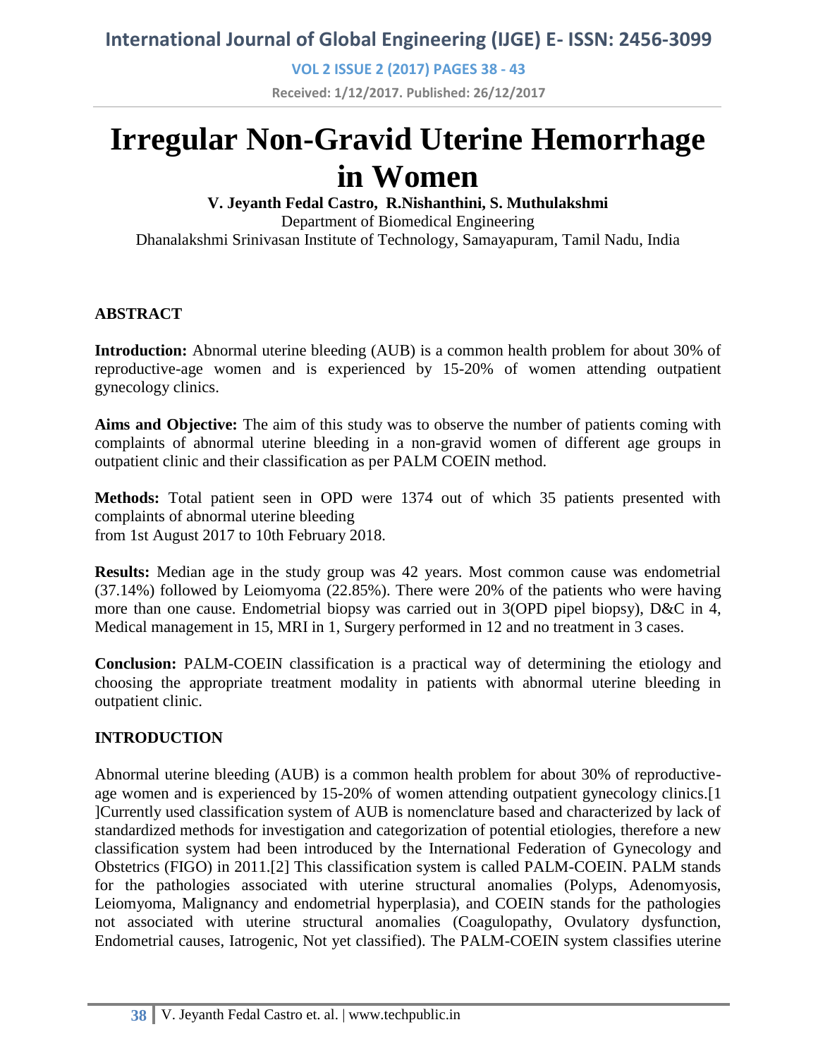# Irregular Non-Gravid Uterine Hemorrhage in Women

**V. Jeyanth Fedal Castro, R.Nishanthini, S. Muthulakshmi**

Department of Biomedical Engineering

Dhanalakshmi Srinivasan Institute of Technology, Samayapuram, Tamil Nadu, India

## ABSTRACT

**Introduction:** Abnormal uterine bleeding (AUB) is a common health problem for about 30% of reproductive-age women and is experienced by 15-20% of women attending outpatient gynecology clinics.

**Aims and Objective:** The aim of this study was to observe the number of patients coming with complaints of abnormal uterine bleeding in a non-gravid women of different age groups in outpatient clinic and their classification as per PALM COEIN method.

**Methods:** Total patient seen in OPD were 1374 out of which 35 patients presented with complaints of abnormal uterine bleeding
from 1st August 2017 to 10th February 2018.

**Results:** Median age in the study group was 42 years. Most common cause was endometrial (37.14%) followed by Leiomyoma (22.85%). There were 20% of the patients who were having more than one cause. Endometrial biopsy was carried out in 3(OPD pipel biopsy), D&C in 4, Medical management in 15, MRI in 1, Surgery performed in 12 and no treatment in 3 cases.

**Conclusion:** PALM-COEIN classification is a practical way of determining the etiology and choosing the appropriate treatment modality in patients with abnormal uterine bleeding in outpatient clinic.

## INTRODUCTION

Abnormal uterine bleeding (AUB) is a common health problem for about 30% of reproductive-age women and is experienced by 15-20% of women attending outpatient gynecology clinics.[1 ]Currently used classification system of AUB is nomenclature based and characterized by lack of standardized methods for investigation and categorization of potential etiologies, therefore a new classification system had been introduced by the International Federation of Gynecology and Obstetrics (FIGO) in 2011.[2] This classification system is called PALM-COEIN. PALM stands for the pathologies associated with uterine structural anomalies (Polyps, Adenomyosis, Leiomyoma, Malignancy and endometrial hyperplasia), and COEIN stands for the pathologies not associated with uterine structural anomalies (Coagulopathy, Ovulatory dysfunction, Endometrial causes, Iatrogenic, Not yet classified). The PALM-COEIN system classifies uterine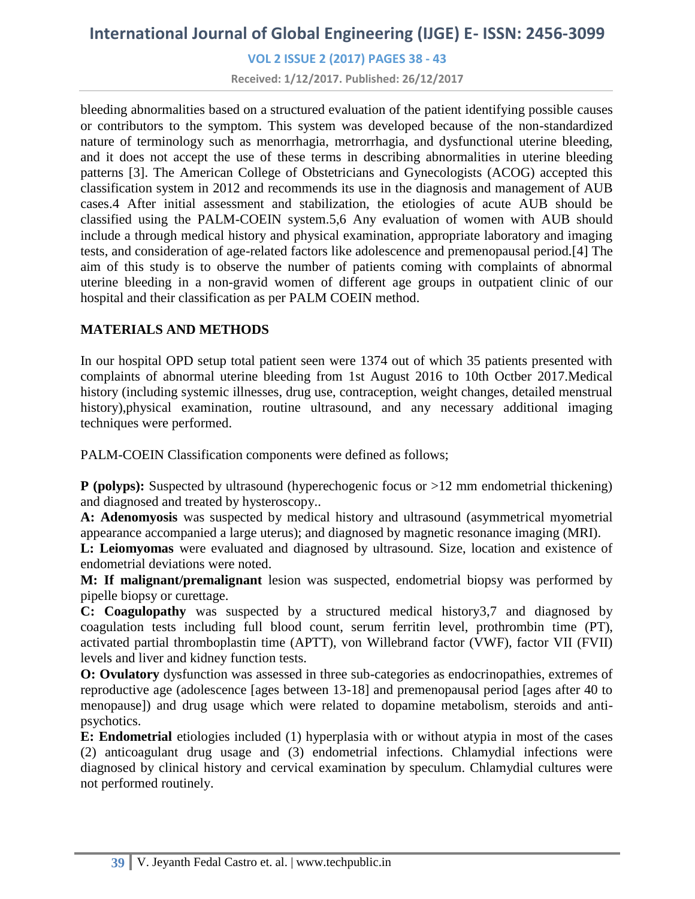bleeding abnormalities based on a structured evaluation of the patient identifying possible causes or contributors to the symptom. This system was developed because of the non-standardized nature of terminology such as menorrhagia, metrorrhagia, and dysfunctional uterine bleeding, and it does not accept the use of these terms in describing abnormalities in uterine bleeding patterns [3]. The American College of Obstetricians and Gynecologists (ACOG) accepted this classification system in 2012 and recommends its use in the diagnosis and management of AUB cases.4 After initial assessment and stabilization, the etiologies of acute AUB should be classified using the PALM-COEIN system.5,6 Any evaluation of women with AUB should include a through medical history and physical examination, appropriate laboratory and imaging tests, and consideration of age-related factors like adolescence and premenopausal period.[4] The aim of this study is to observe the number of patients coming with complaints of abnormal uterine bleeding in a non-gravid women of different age groups in outpatient clinic of our hospital and their classification as per PALM COEIN method.

## MATERIALS AND METHODS

In our hospital OPD setup total patient seen were 1374 out of which 35 patients presented with complaints of abnormal uterine bleeding from 1st August 2016 to 10th Octber 2017.Medical history (including systemic illnesses, drug use, contraception, weight changes, detailed menstrual history),physical examination, routine ultrasound, and any necessary additional imaging techniques were performed.

PALM-COEIN Classification components were defined as follows;

**P (polyps):** Suspected by ultrasound (hyperechogenic focus or >12 mm endometrial thickening) and diagnosed and treated by hysteroscopy..

**A: Adenomyosis** was suspected by medical history and ultrasound (asymmetrical myometrial appearance accompanied a large uterus); and diagnosed by magnetic resonance imaging (MRI).

**L: Leiomyomas** were evaluated and diagnosed by ultrasound. Size, location and existence of endometrial deviations were noted.

**M: If malignant/premalignant** lesion was suspected, endometrial biopsy was performed by pipelle biopsy or curettage.

**C: Coagulopathy** was suspected by a structured medical history3,7 and diagnosed by coagulation tests including full blood count, serum ferritin level, prothrombin time (PT), activated partial thromboplastin time (APTT), von Willebrand factor (VWF), factor VII (FVII) levels and liver and kidney function tests.

**O: Ovulatory** dysfunction was assessed in three sub-categories as endocrinopathies, extremes of reproductive age (adolescence [ages between 13-18] and premenopausal period [ages after 40 to menopause]) and drug usage which were related to dopamine metabolism, steroids and anti-psychotics.

**E: Endometrial** etiologies included (1) hyperplasia with or without atypia in most of the cases (2) anticoagulant drug usage and (3) endometrial infections. Chlamydial infections were diagnosed by clinical history and cervical examination by speculum. Chlamydial cultures were not performed routinely.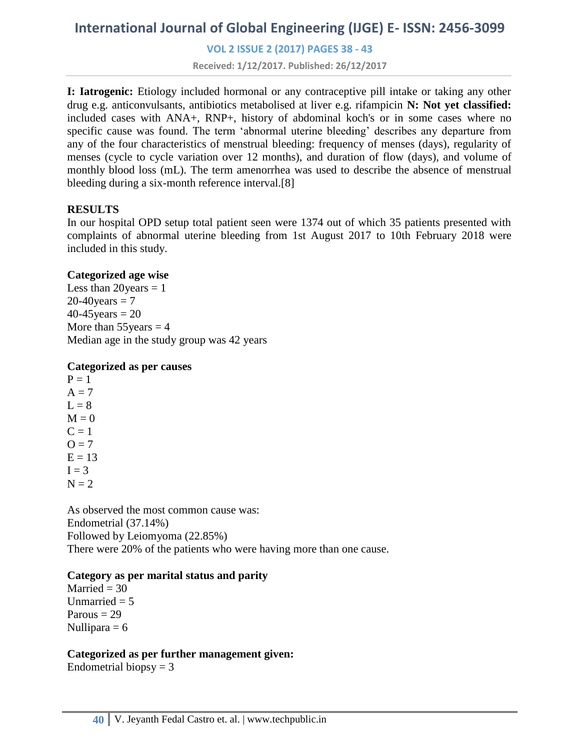**I: Iatrogenic:** Etiology included hormonal or any contraceptive pill intake or taking any other drug e.g. anticonvulsants, antibiotics metabolised at liver e.g. rifampicin **N: Not yet classified:** included cases with ANA+, RNP+, history of abdominal koch's or in some cases where no specific cause was found. The term 'abnormal uterine bleeding' describes any departure from any of the four characteristics of menstrual bleeding: frequency of menses (days), regularity of menses (cycle to cycle variation over 12 months), and duration of flow (days), and volume of monthly blood loss (mL). The term amenorrhea was used to describe the absence of menstrual bleeding during a six-month reference interval.[8]

## RESULTS

In our hospital OPD setup total patient seen were 1374 out of which 35 patients presented with complaints of abnormal uterine bleeding from 1st August 2017 to 10th February 2018 were included in this study.

**Categorized age wise**

Less than 20years = 1
20-40years = 7
40-45years = 20
More than 55years = 4
Median age in the study group was 42 years

**Categorized as per causes**

P = 1
A = 7
L = 8
M = 0
C = 1
O = 7
E = 13
I = 3
N = 2

As observed the most common cause was:
Endometrial (37.14%)
Followed by Leiomyoma (22.85%)
There were 20% of the patients who were having more than one cause.

**Category as per marital status and parity**

Married = 30
Unmarried = 5
Parous = 29
Nullipara = 6

**Categorized as per further management given:**

Endometrial biopsy = 3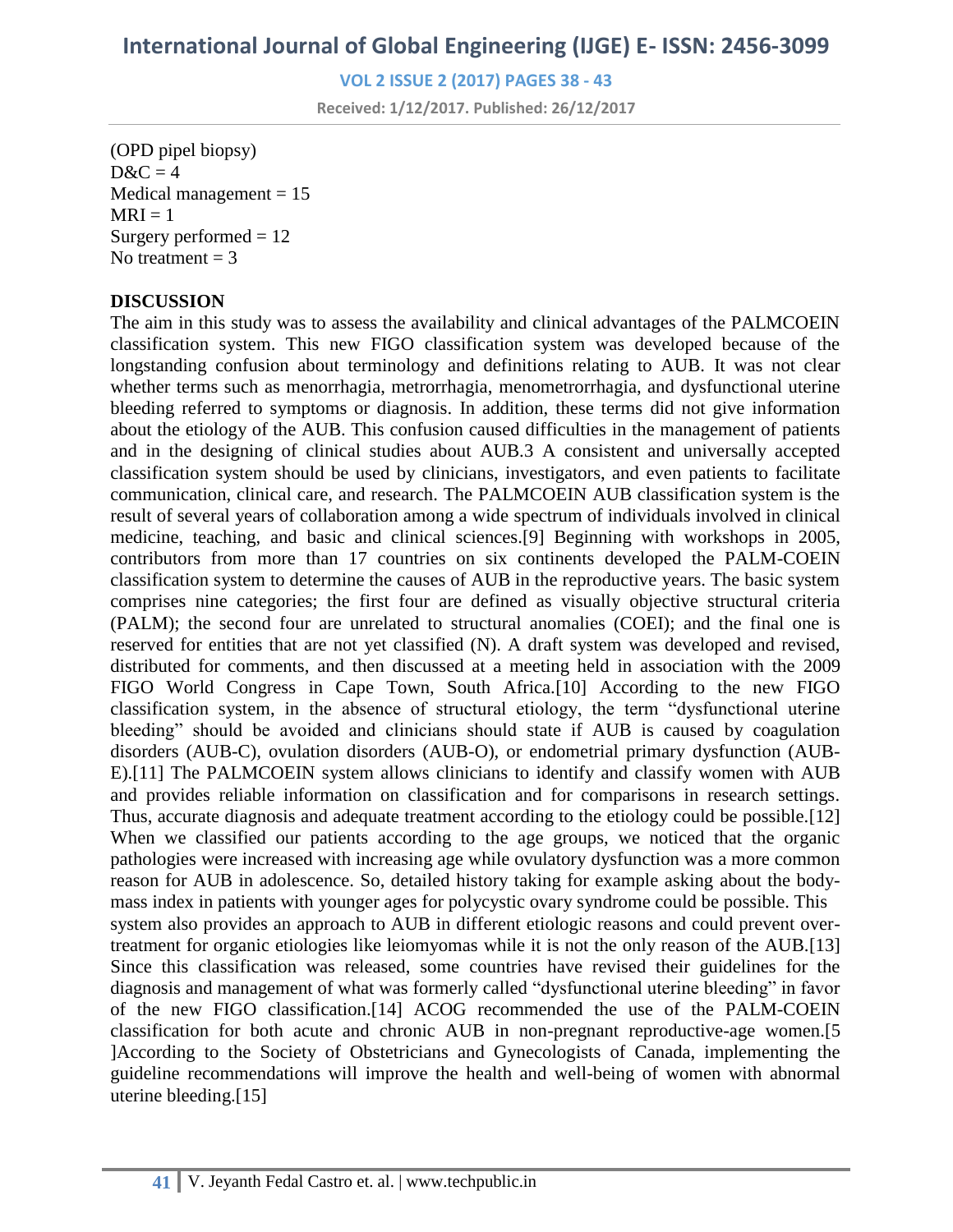(OPD pipel biopsy)
D&C = 4
Medical management = 15
MRI = 1
Surgery performed = 12
No treatment = 3

## DISCUSSION

The aim in this study was to assess the availability and clinical advantages of the PALMCOEIN classification system. This new FIGO classification system was developed because of the longstanding confusion about terminology and definitions relating to AUB. It was not clear whether terms such as menorrhagia, metrorrhagia, menometrorrhagia, and dysfunctional uterine bleeding referred to symptoms or diagnosis. In addition, these terms did not give information about the etiology of the AUB. This confusion caused difficulties in the management of patients and in the designing of clinical studies about AUB.3 A consistent and universally accepted classification system should be used by clinicians, investigators, and even patients to facilitate communication, clinical care, and research. The PALMCOEIN AUB classification system is the result of several years of collaboration among a wide spectrum of individuals involved in clinical medicine, teaching, and basic and clinical sciences.[9] Beginning with workshops in 2005, contributors from more than 17 countries on six continents developed the PALM-COEIN classification system to determine the causes of AUB in the reproductive years. The basic system comprises nine categories; the first four are defined as visually objective structural criteria (PALM); the second four are unrelated to structural anomalies (COEI); and the final one is reserved for entities that are not yet classified (N). A draft system was developed and revised, distributed for comments, and then discussed at a meeting held in association with the 2009 FIGO World Congress in Cape Town, South Africa.[10] According to the new FIGO classification system, in the absence of structural etiology, the term "dysfunctional uterine bleeding" should be avoided and clinicians should state if AUB is caused by coagulation disorders (AUB-C), ovulation disorders (AUB-O), or endometrial primary dysfunction (AUB-E).[11] The PALMCOEIN system allows clinicians to identify and classify women with AUB and provides reliable information on classification and for comparisons in research settings. Thus, accurate diagnosis and adequate treatment according to the etiology could be possible.[12] When we classified our patients according to the age groups, we noticed that the organic pathologies were increased with increasing age while ovulatory dysfunction was a more common reason for AUB in adolescence. So, detailed history taking for example asking about the body-mass index in patients with younger ages for polycystic ovary syndrome could be possible. This system also provides an approach to AUB in different etiologic reasons and could prevent over-treatment for organic etiologies like leiomyomas while it is not the only reason of the AUB.[13] Since this classification was released, some countries have revised their guidelines for the diagnosis and management of what was formerly called "dysfunctional uterine bleeding" in favor of the new FIGO classification.[14] ACOG recommended the use of the PALM-COEIN classification for both acute and chronic AUB in non-pregnant reproductive-age women.[5 ]According to the Society of Obstetricians and Gynecologists of Canada, implementing the guideline recommendations will improve the health and well-being of women with abnormal uterine bleeding.[15]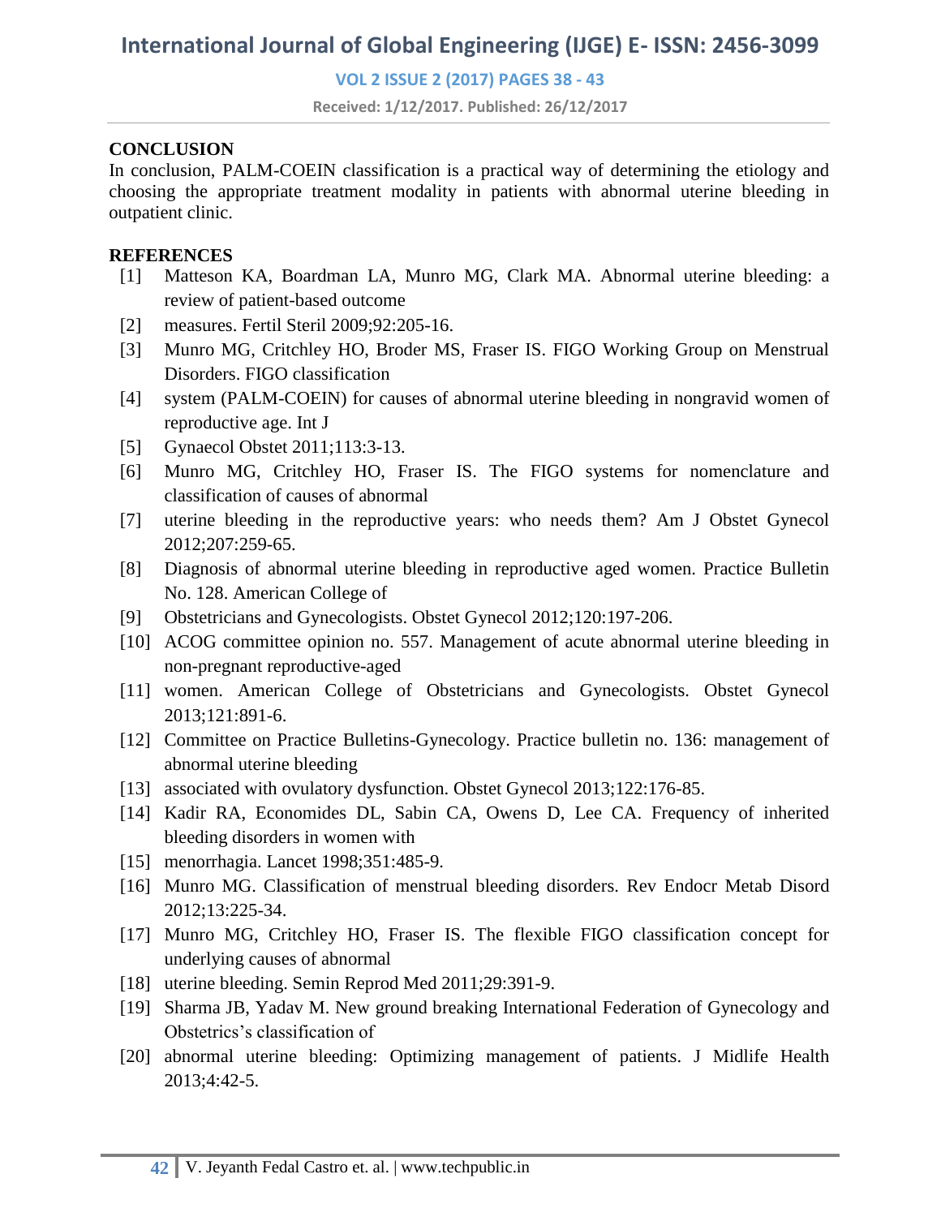## CONCLUSION

In conclusion, PALM-COEIN classification is a practical way of determining the etiology and choosing the appropriate treatment modality in patients with abnormal uterine bleeding in outpatient clinic.

## REFERENCES

[1] Matteson KA, Boardman LA, Munro MG, Clark MA. Abnormal uterine bleeding: a review of patient-based outcome

[2] measures. Fertil Steril 2009;92:205-16.

[3] Munro MG, Critchley HO, Broder MS, Fraser IS. FIGO Working Group on Menstrual Disorders. FIGO classification

[4] system (PALM-COEIN) for causes of abnormal uterine bleeding in nongravid women of reproductive age. Int J

[5] Gynaecol Obstet 2011;113:3-13.

[6] Munro MG, Critchley HO, Fraser IS. The FIGO systems for nomenclature and classification of causes of abnormal

[7] uterine bleeding in the reproductive years: who needs them? Am J Obstet Gynecol 2012;207:259-65.

[8] Diagnosis of abnormal uterine bleeding in reproductive aged women. Practice Bulletin No. 128. American College of

[9] Obstetricians and Gynecologists. Obstet Gynecol 2012;120:197-206.

[10] ACOG committee opinion no. 557. Management of acute abnormal uterine bleeding in non-pregnant reproductive-aged

[11] women. American College of Obstetricians and Gynecologists. Obstet Gynecol 2013;121:891-6.

[12] Committee on Practice Bulletins-Gynecology. Practice bulletin no. 136: management of abnormal uterine bleeding

[13] associated with ovulatory dysfunction. Obstet Gynecol 2013;122:176-85.

[14] Kadir RA, Economides DL, Sabin CA, Owens D, Lee CA. Frequency of inherited bleeding disorders in women with

[15] menorrhagia. Lancet 1998;351:485-9.

[16] Munro MG. Classification of menstrual bleeding disorders. Rev Endocr Metab Disord 2012;13:225-34.

[17] Munro MG, Critchley HO, Fraser IS. The flexible FIGO classification concept for underlying causes of abnormal

[18] uterine bleeding. Semin Reprod Med 2011;29:391-9.

[19] Sharma JB, Yadav M. New ground breaking International Federation of Gynecology and Obstetrics's classification of

[20] abnormal uterine bleeding: Optimizing management of patients. J Midlife Health 2013;4:42-5.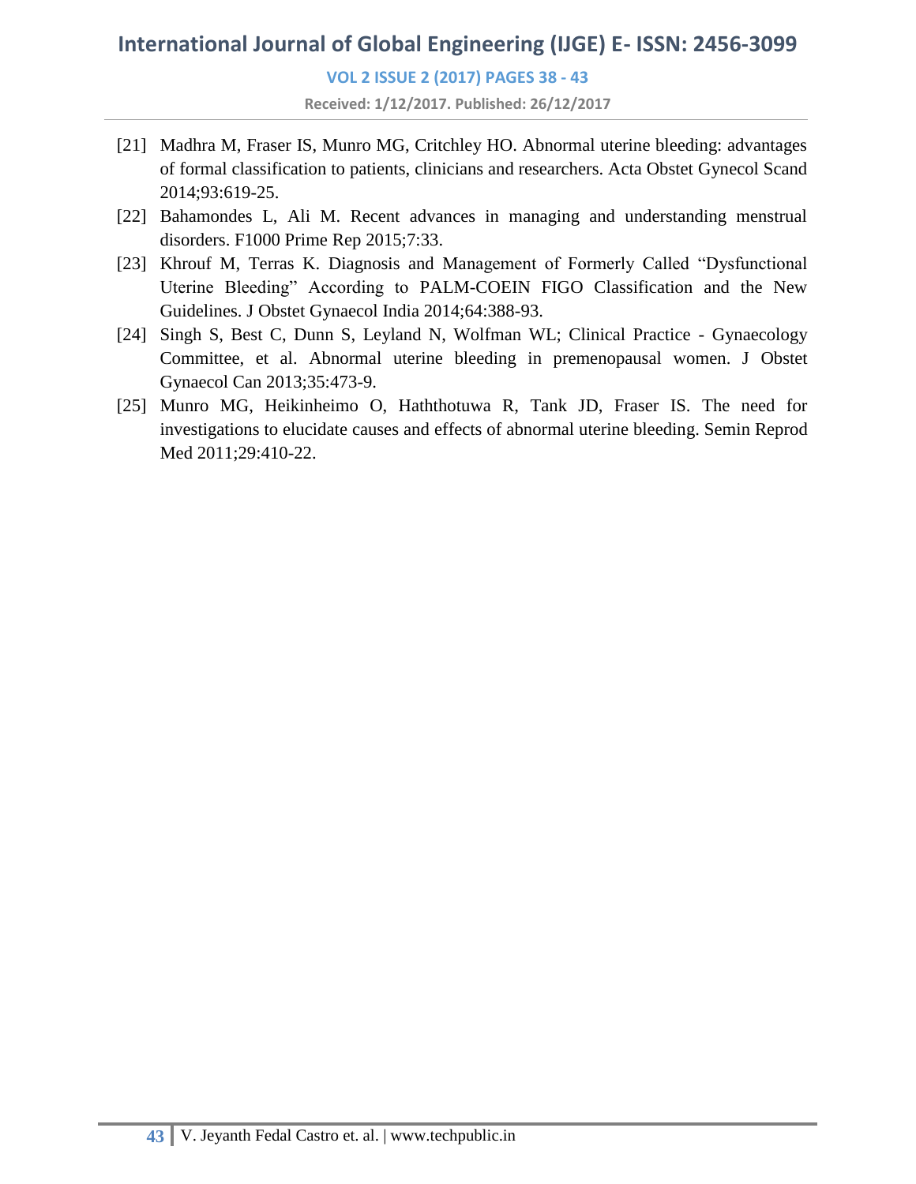[21] Madhra M, Fraser IS, Munro MG, Critchley HO. Abnormal uterine bleeding: advantages of formal classification to patients, clinicians and researchers. Acta Obstet Gynecol Scand 2014;93:619-25.

[22] Bahamondes L, Ali M. Recent advances in managing and understanding menstrual disorders. F1000 Prime Rep 2015;7:33.

[23] Khrouf M, Terras K. Diagnosis and Management of Formerly Called "Dysfunctional Uterine Bleeding" According to PALM-COEIN FIGO Classification and the New Guidelines. J Obstet Gynaecol India 2014;64:388-93.

[24] Singh S, Best C, Dunn S, Leyland N, Wolfman WL; Clinical Practice - Gynaecology Committee, et al. Abnormal uterine bleeding in premenopausal women. J Obstet Gynaecol Can 2013;35:473-9.

[25] Munro MG, Heikinheimo O, Haththotuwa R, Tank JD, Fraser IS. The need for investigations to elucidate causes and effects of abnormal uterine bleeding. Semin Reprod Med 2011;29:410-22.